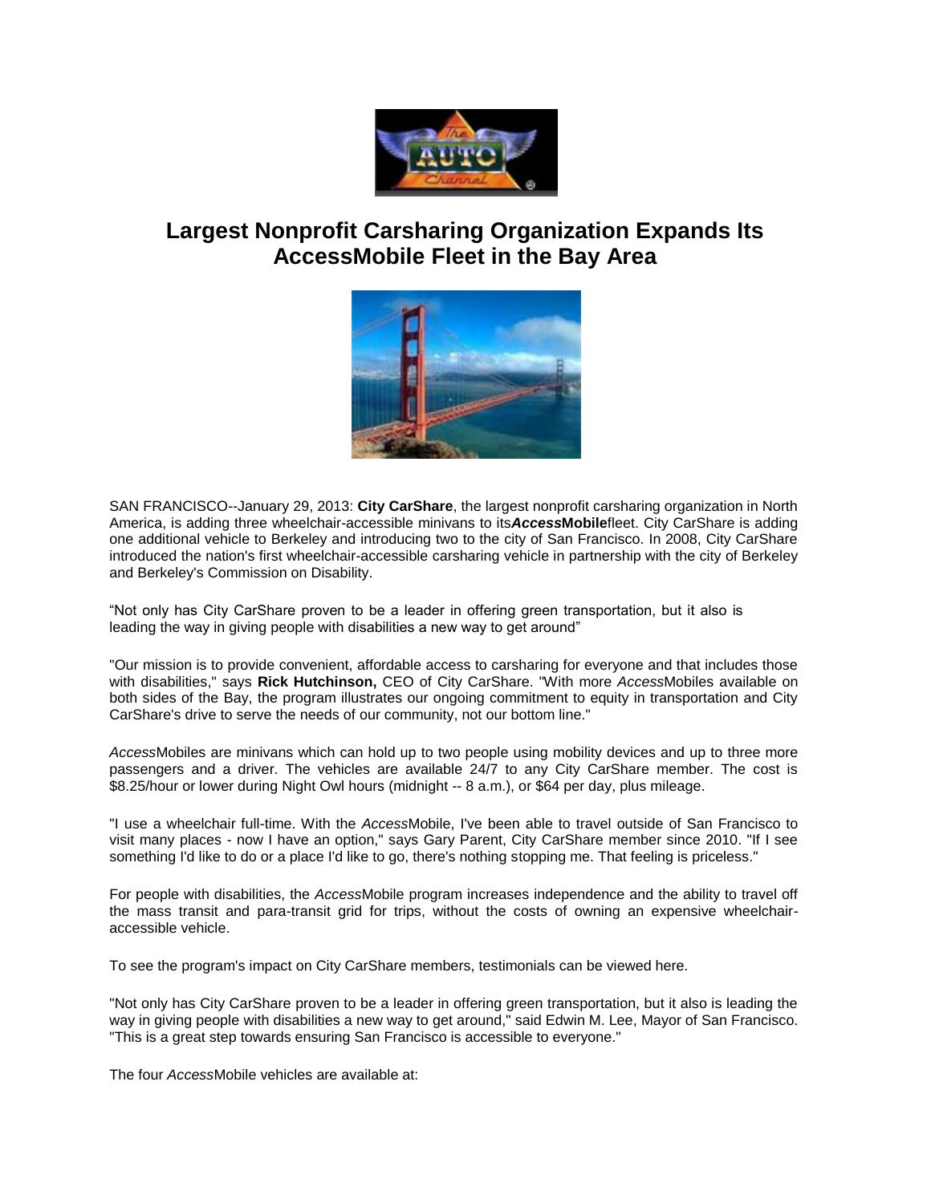# Largest Nonprofit Carsharing Organization Expands Its AccessMobile Fleet in the Bay Area

SAN FRANCISCO--January 29, 2013: **City CarShare**, the largest nonprofit carsharing organization in North America, is adding three wheelchair-accessible minivans to its***Access*****Mobile**fleet. City CarShare is adding one additional vehicle to Berkeley and introducing two to the city of San Francisco. In 2008, City CarShare introduced the nation's first wheelchair-accessible carsharing vehicle in partnership with the city of Berkeley and Berkeley's Commission on Disability.

"Not only has City CarShare proven to be a leader in offering green transportation, but it also is leading the way in giving people with disabilities a new way to get around"

"Our mission is to provide convenient, affordable access to carsharing for everyone and that includes those with disabilities," says **Rick Hutchinson,** CEO of City CarShare. "With more *Access*Mobiles available on both sides of the Bay, the program illustrates our ongoing commitment to equity in transportation and City CarShare's drive to serve the needs of our community, not our bottom line."

*Access*Mobiles are minivans which can hold up to two people using mobility devices and up to three more passengers and a driver. The vehicles are available 24/7 to any City CarShare member. The cost is $8.25/hour or lower during Night Owl hours (midnight -- 8 a.m.), or $64 per day, plus mileage.

"I use a wheelchair full-time. With the *Access*Mobile, I've been able to travel outside of San Francisco to visit many places - now I have an option," says Gary Parent, City CarShare member since 2010. "If I see something I'd like to do or a place I'd like to go, there's nothing stopping me. That feeling is priceless."

For people with disabilities, the *Access*Mobile program increases independence and the ability to travel off the mass transit and para-transit grid for trips, without the costs of owning an expensive wheelchair-accessible vehicle.

To see the program's impact on City CarShare members, testimonials can be viewed here.

"Not only has City CarShare proven to be a leader in offering green transportation, but it also is leading the way in giving people with disabilities a new way to get around," said Edwin M. Lee, Mayor of San Francisco. "This is a great step towards ensuring San Francisco is accessible to everyone."

The four *Access*Mobile vehicles are available at: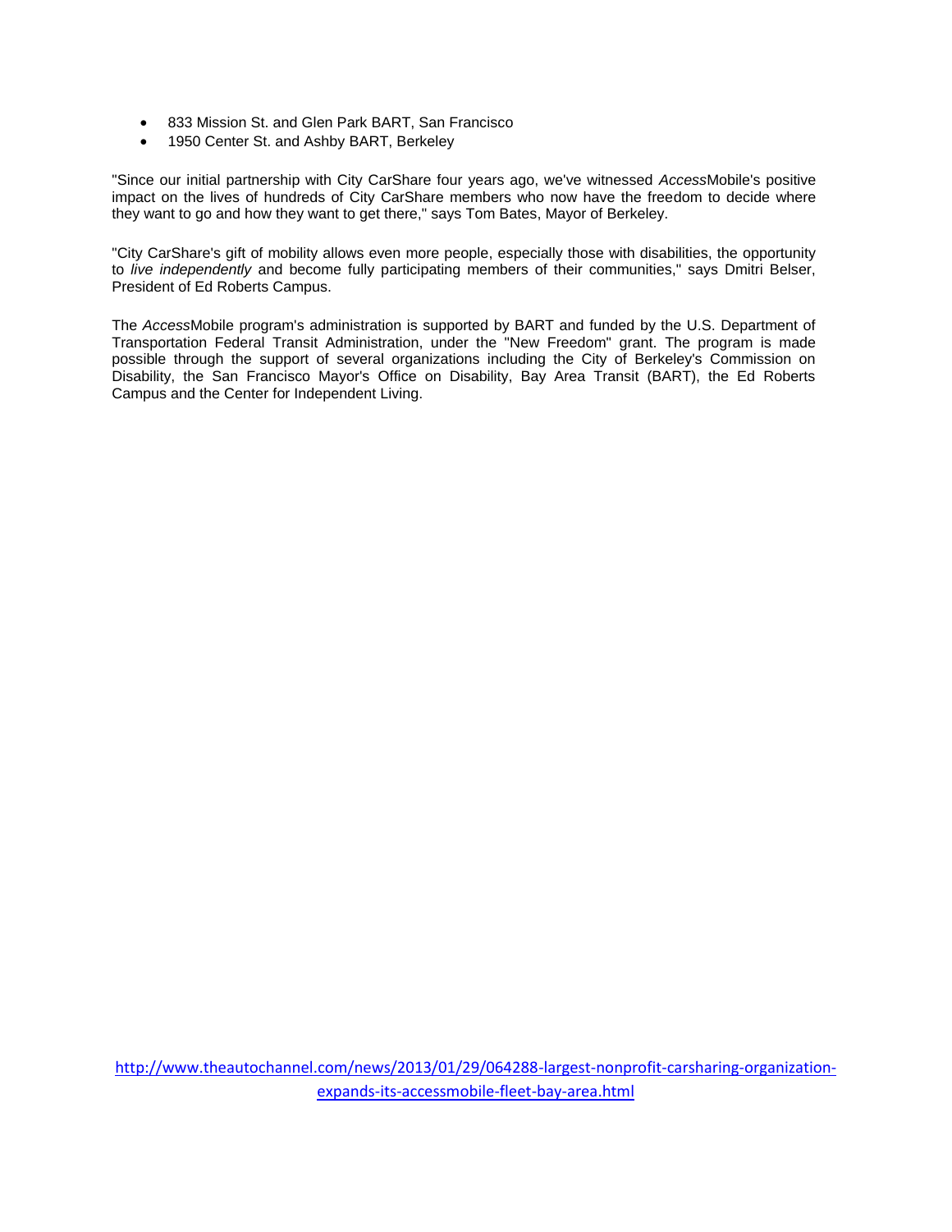- 833 Mission St. and Glen Park BART, San Francisco
- 1950 Center St. and Ashby BART, Berkeley

"Since our initial partnership with City CarShare four years ago, we've witnessed *Access*Mobile's positive impact on the lives of hundreds of City CarShare members who now have the freedom to decide where they want to go and how they want to get there," says Tom Bates, Mayor of Berkeley.

"City CarShare's gift of mobility allows even more people, especially those with disabilities, the opportunity to *live independently* and become fully participating members of their communities," says Dmitri Belser, President of Ed Roberts Campus.

The *Access*Mobile program's administration is supported by BART and funded by the U.S. Department of Transportation Federal Transit Administration, under the "New Freedom" grant. The program is made possible through the support of several organizations including the City of Berkeley's Commission on Disability, the San Francisco Mayor's Office on Disability, Bay Area Transit (BART), the Ed Roberts Campus and the Center for Independent Living.

http://www.theautochannel.com/news/2013/01/29/064288-largest-nonprofit-carsharing-organization-expands-its-accessmobile-fleet-bay-area.html